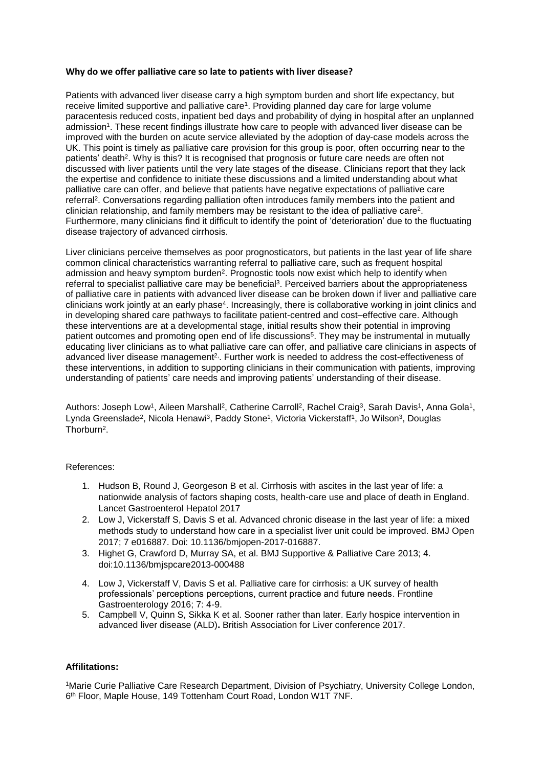**Why do we offer palliative care so late to patients with liver disease?**

Patients with advanced liver disease carry a high symptom burden and short life expectancy, but receive limited supportive and palliative care[1]. Providing planned day care for large volume paracentesis reduced costs, inpatient bed days and probability of dying in hospital after an unplanned admission[1]. These recent findings illustrate how care to people with advanced liver disease can be improved with the burden on acute service alleviated by the adoption of day-case models across the UK. This point is timely as palliative care provision for this group is poor, often occurring near to the patients' death[2]. Why is this? It is recognised that prognosis or future care needs are often not discussed with liver patients until the very late stages of the disease. Clinicians report that they lack the expertise and confidence to initiate these discussions and a limited understanding about what palliative care can offer, and believe that patients have negative expectations of palliative care referral[2]. Conversations regarding palliation often introduces family members into the patient and clinician relationship, and family members may be resistant to the idea of palliative care[2]. Furthermore, many clinicians find it difficult to identify the point of 'deterioration' due to the fluctuating disease trajectory of advanced cirrhosis.

Liver clinicians perceive themselves as poor prognosticators, but patients in the last year of life share common clinical characteristics warranting referral to palliative care, such as frequent hospital admission and heavy symptom burden[2]. Prognostic tools now exist which help to identify when referral to specialist palliative care may be beneficial[3]. Perceived barriers about the appropriateness of palliative care in patients with advanced liver disease can be broken down if liver and palliative care clinicians work jointly at an early phase[4]. Increasingly, there is collaborative working in joint clinics and in developing shared care pathways to facilitate patient-centred and cost–effective care. Although these interventions are at a developmental stage, initial results show their potential in improving patient outcomes and promoting open end of life discussions[5]. They may be instrumental in mutually educating liver clinicians as to what palliative care can offer, and palliative care clinicians in aspects of advanced liver disease management[2]. Further work is needed to address the cost-effectiveness of these interventions, in addition to supporting clinicians in their communication with patients, improving understanding of patients' care needs and improving patients' understanding of their disease.

Authors: Joseph Low[1], Aileen Marshall[2], Catherine Carroll[2], Rachel Craig[3], Sarah Davis[1], Anna Gola[1], Lynda Greenslade[2], Nicola Henawi[3], Paddy Stone[1], Victoria Vickerstaff[1], Jo Wilson[3], Douglas Thorburn[2].

References:

1. Hudson B, Round J, Georgeson B et al. Cirrhosis with ascites in the last year of life: a nationwide analysis of factors shaping costs, health-care use and place of death in England. Lancet Gastroenterol Hepatol 2017
2. Low J, Vickerstaff S, Davis S et al. Advanced chronic disease in the last year of life: a mixed methods study to understand how care in a specialist liver unit could be improved. BMJ Open 2017; 7 e016887. Doi: 10.1136/bmjopen-2017-016887.
3. Highet G, Crawford D, Murray SA, et al. BMJ Supportive & Palliative Care 2013; 4. doi:10.1136/bmjspcare2013-000488
4. Low J, Vickerstaff V, Davis S et al. Palliative care for cirrhosis: a UK survey of health professionals' perceptions perceptions, current practice and future needs. Frontline Gastroenterology 2016; 7: 4-9.
5. Campbell V, Quinn S, Sikka K et al. Sooner rather than later. Early hospice intervention in advanced liver disease (ALD)**.** British Association for Liver conference 2017.

**Affilitations:**

[1]Marie Curie Palliative Care Research Department, Division of Psychiatry, University College London, 6th Floor, Maple House, 149 Tottenham Court Road, London W1T 7NF.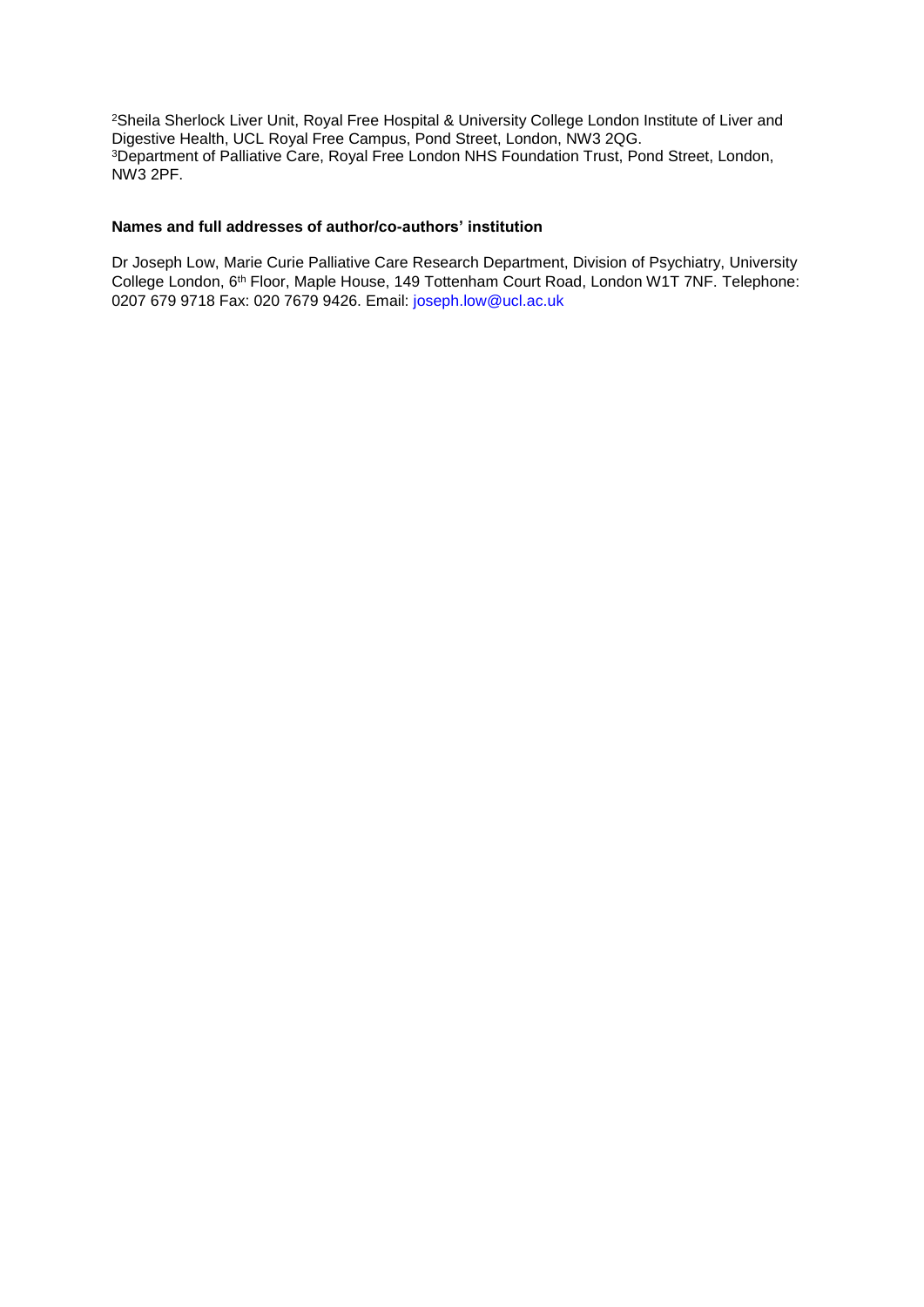[2]Sheila Sherlock Liver Unit, Royal Free Hospital & University College London Institute of Liver and Digestive Health, UCL Royal Free Campus, Pond Street, London, NW3 2QG.
[3]Department of Palliative Care, Royal Free London NHS Foundation Trust, Pond Street, London, NW3 2PF.

**Names and full addresses of author/co-authors' institution**

Dr Joseph Low, Marie Curie Palliative Care Research Department, Division of Psychiatry, University College London, 6th Floor, Maple House, 149 Tottenham Court Road, London W1T 7NF. Telephone: 0207 679 9718 Fax: 020 7679 9426. Email: joseph.low@ucl.ac.uk